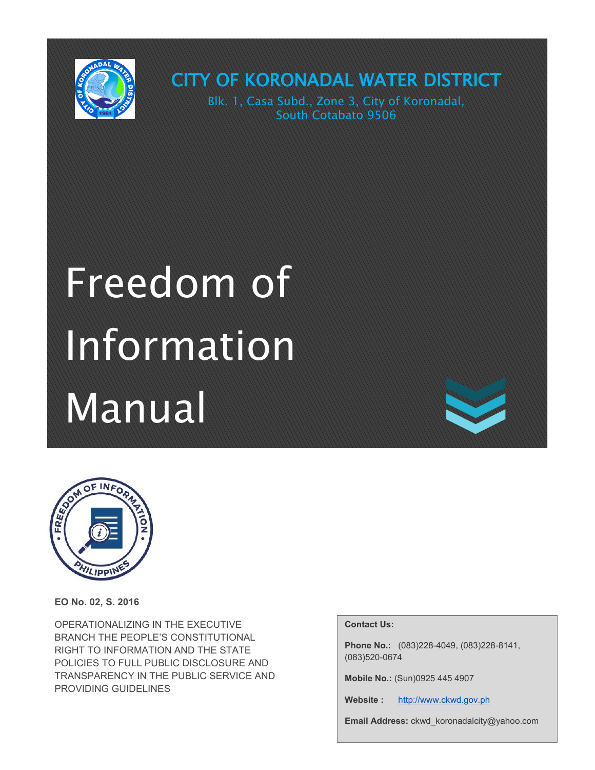# CITY OF KORONADAL WATER DISTRICT

Blk. 1, Casa Subd., Zone 3, City of Koronadal, South Cotabato 9506

# Freedom of Information Manual

**EO No. 02, S. 2016**

OPERATIONALIZING IN THE EXECUTIVE BRANCH THE PEOPLE'S CONSTITUTIONAL RIGHT TO INFORMATION AND THE STATE POLICIES TO FULL PUBLIC DISCLOSURE AND TRANSPARENCY IN THE PUBLIC SERVICE AND PROVIDING GUIDELINES

**Contact Us:**

**Phone No.:** (083)228-4049, (083)228-8141, (083)520-0674

**Mobile No.:** (Sun)0925 445 4907

**Website :** http://www.ckwd.gov.ph

**Email Address:** ckwd_koronadalcity@yahoo.com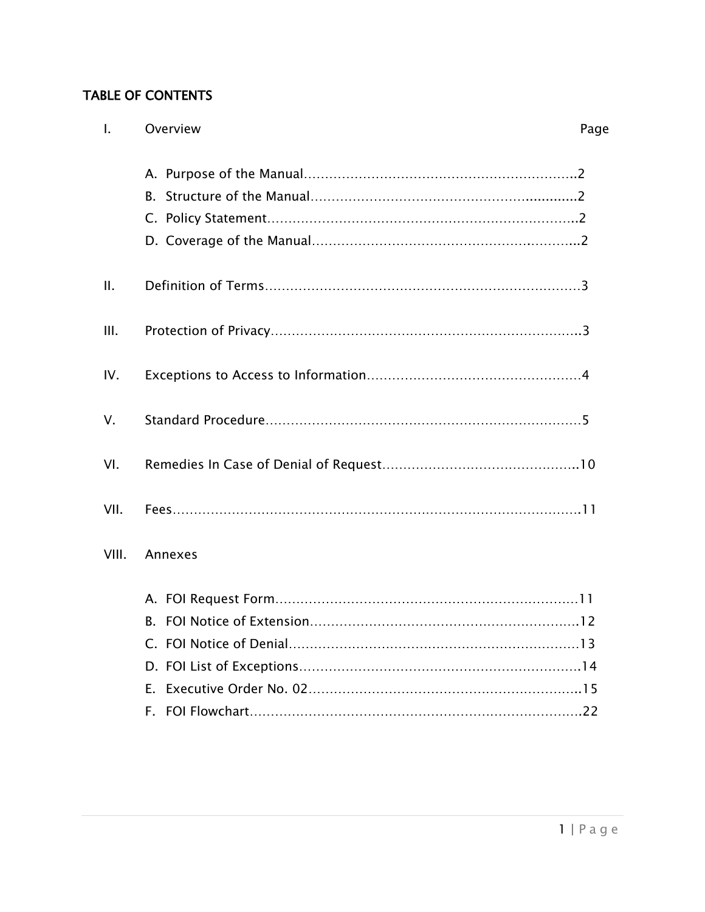## TABLE OF CONTENTS

| | | Page |
|---|---|---|
| I. | Overview | |
| | A. Purpose of the Manual | 2 |
| | B. Structure of the Manual | 2 |
| | C. Policy Statement | 2 |
| | D. Coverage of the Manual | 2 |
| II. | Definition of Terms | 3 |
| III. | Protection of Privacy | 3 |
| IV. | Exceptions to Access to Information | 4 |
| V. | Standard Procedure | 5 |
| VI. | Remedies In Case of Denial of Request | 10 |
| VII. | Fees | 11 |
| VIII. | Annexes | |
| | A. FOI Request Form | 11 |
| | B. FOI Notice of Extension | 12 |
| | C. FOI Notice of Denial | 13 |
| | D. FOI List of Exceptions | 14 |
| | E. Executive Order No. 02 | 15 |
| | F. FOI Flowchart | 22 |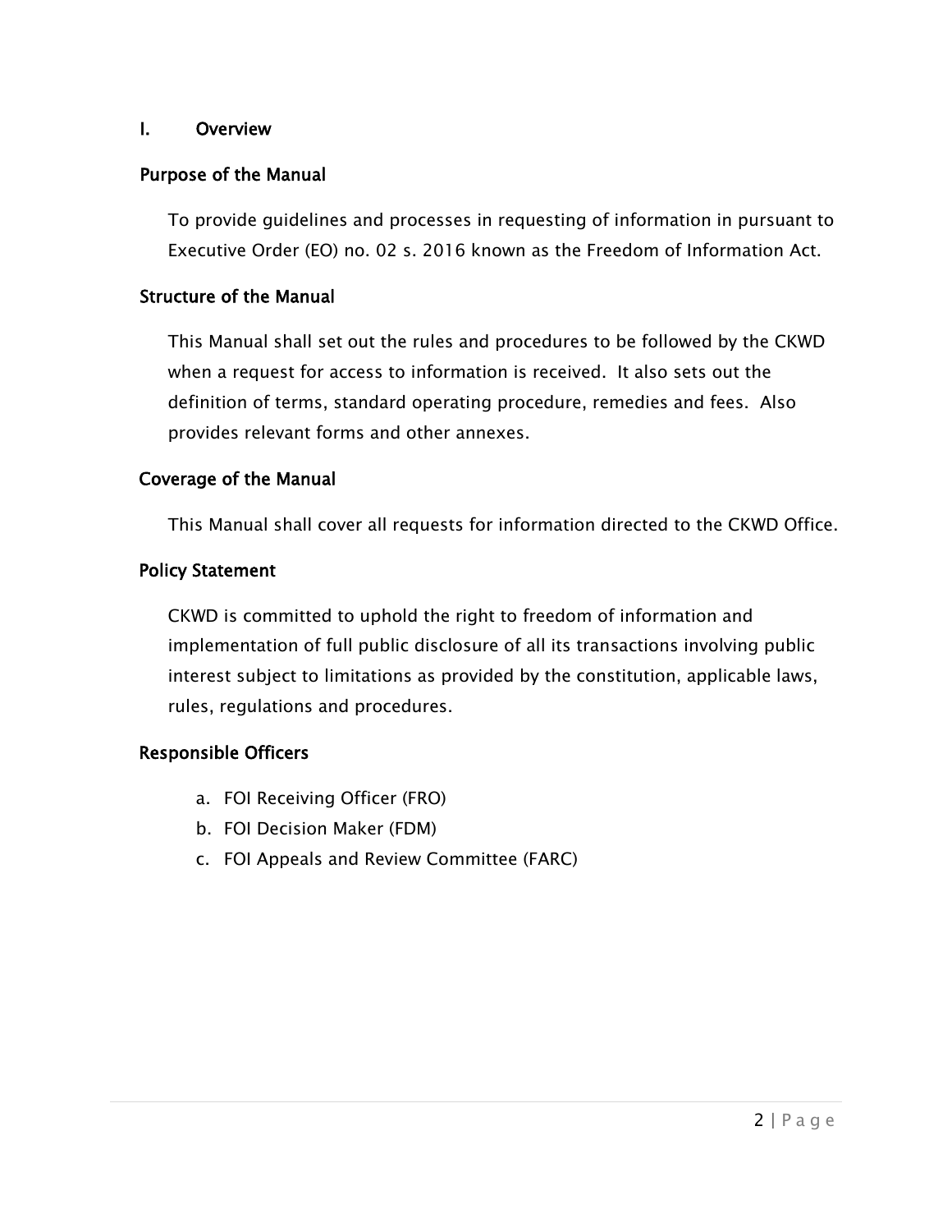# I. Overview

## Purpose of the Manual

To provide guidelines and processes in requesting of information in pursuant to Executive Order (EO) no. 02 s. 2016 known as the Freedom of Information Act.

## Structure of the Manual

This Manual shall set out the rules and procedures to be followed by the CKWD when a request for access to information is received. It also sets out the definition of terms, standard operating procedure, remedies and fees. Also provides relevant forms and other annexes.

## Coverage of the Manual

This Manual shall cover all requests for information directed to the CKWD Office.

## Policy Statement

CKWD is committed to uphold the right to freedom of information and implementation of full public disclosure of all its transactions involving public interest subject to limitations as provided by the constitution, applicable laws, rules, regulations and procedures.

## Responsible Officers

a. FOI Receiving Officer (FRO)
b. FOI Decision Maker (FDM)
c. FOI Appeals and Review Committee (FARC)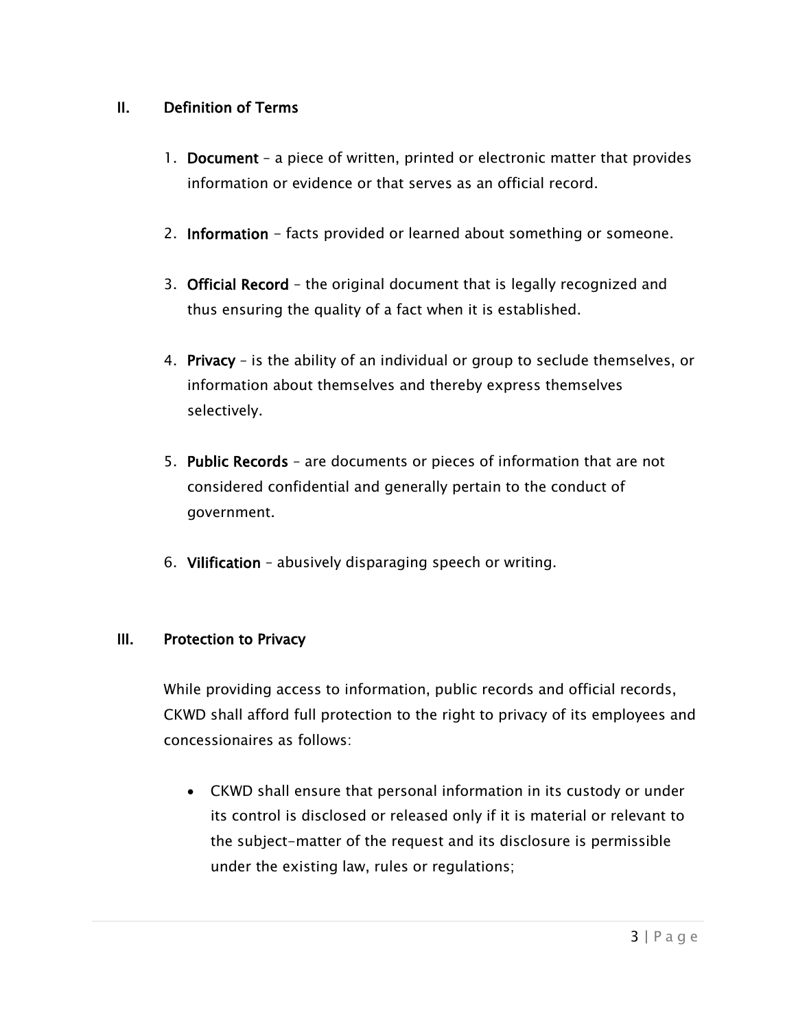## II. Definition of Terms

1. **Document** – a piece of written, printed or electronic matter that provides information or evidence or that serves as an official record.

2. **Information** - facts provided or learned about something or someone.

3. **Official Record** – the original document that is legally recognized and thus ensuring the quality of a fact when it is established.

4. **Privacy** – is the ability of an individual or group to seclude themselves, or information about themselves and thereby express themselves selectively.

5. **Public Records** – are documents or pieces of information that are not considered confidential and generally pertain to the conduct of government.

6. **Vilification** – abusively disparaging speech or writing.

## III. Protection to Privacy

While providing access to information, public records and official records, CKWD shall afford full protection to the right to privacy of its employees and concessionaires as follows:

- CKWD shall ensure that personal information in its custody or under its control is disclosed or released only if it is material or relevant to the subject-matter of the request and its disclosure is permissible under the existing law, rules or regulations;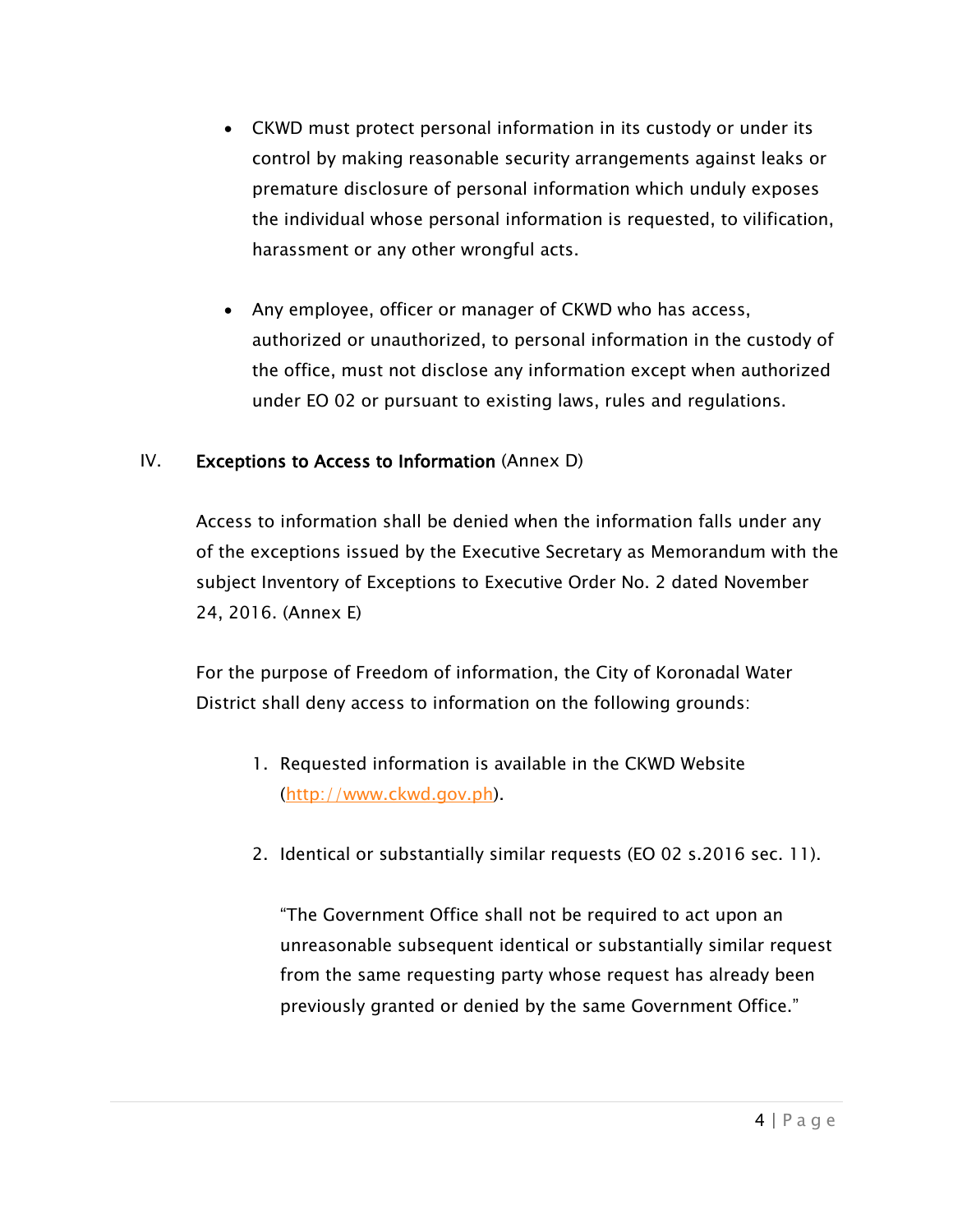- CKWD must protect personal information in its custody or under its control by making reasonable security arrangements against leaks or premature disclosure of personal information which unduly exposes the individual whose personal information is requested, to vilification, harassment or any other wrongful acts.

- Any employee, officer or manager of CKWD who has access, authorized or unauthorized, to personal information in the custody of the office, must not disclose any information except when authorized under EO 02 or pursuant to existing laws, rules and regulations.

## IV. **Exceptions to Access to Information** (Annex D)

Access to information shall be denied when the information falls under any of the exceptions issued by the Executive Secretary as Memorandum with the subject Inventory of Exceptions to Executive Order No. 2 dated November 24, 2016. (Annex E)

For the purpose of Freedom of information, the City of Koronadal Water District shall deny access to information on the following grounds:

1. Requested information is available in the CKWD Website (http://www.ckwd.gov.ph).

2. Identical or substantially similar requests (EO 02 s.2016 sec. 11).

   "The Government Office shall not be required to act upon an unreasonable subsequent identical or substantially similar request from the same requesting party whose request has already been previously granted or denied by the same Government Office."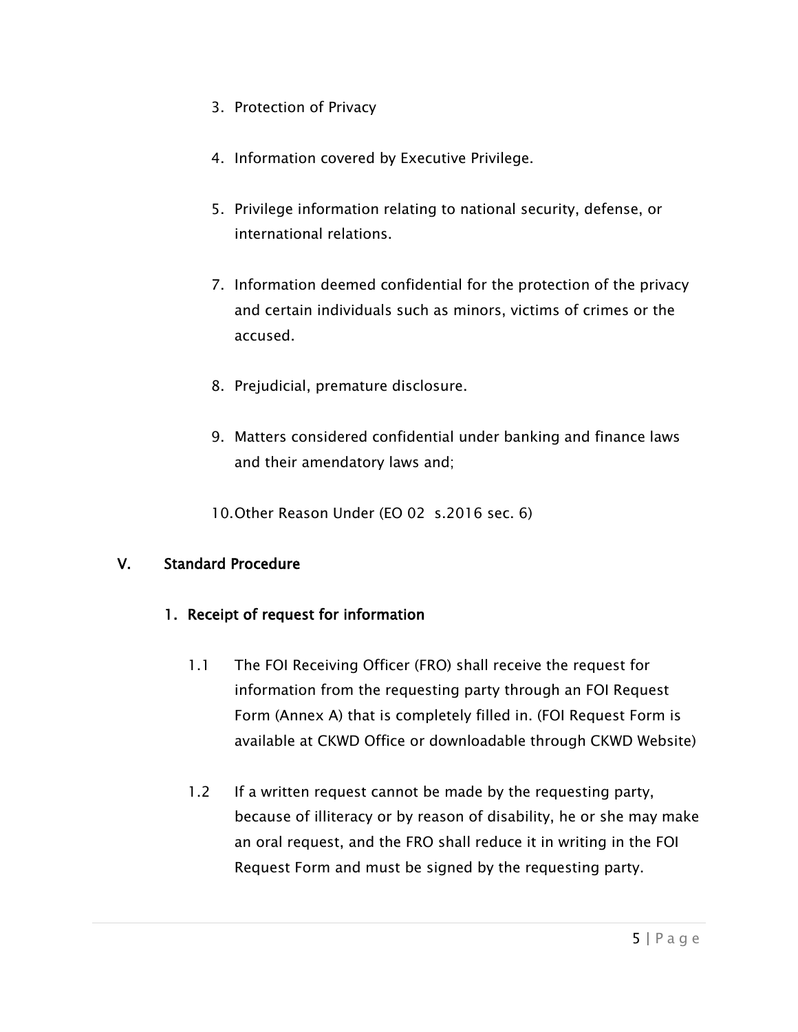3. Protection of Privacy

4. Information covered by Executive Privilege.

5. Privilege information relating to national security, defense, or international relations.

7. Information deemed confidential for the protection of the privacy and certain individuals such as minors, victims of crimes or the accused.

8. Prejudicial, premature disclosure.

9. Matters considered confidential under banking and finance laws and their amendatory laws and;

10. Other Reason Under (EO 02 s.2016 sec. 6)

## V. Standard Procedure

### 1. Receipt of request for information

1.1 The FOI Receiving Officer (FRO) shall receive the request for information from the requesting party through an FOI Request Form (Annex A) that is completely filled in. (FOI Request Form is available at CKWD Office or downloadable through CKWD Website)

1.2 If a written request cannot be made by the requesting party, because of illiteracy or by reason of disability, he or she may make an oral request, and the FRO shall reduce it in writing in the FOI Request Form and must be signed by the requesting party.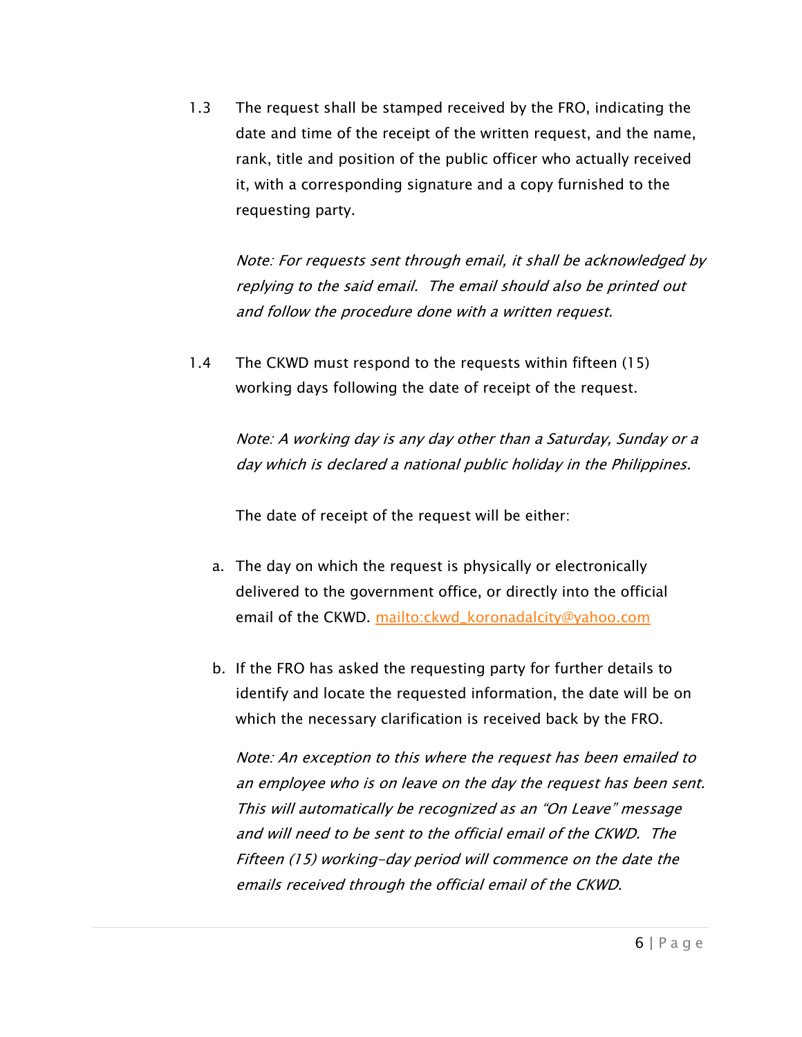1.3 The request shall be stamped received by the FRO, indicating the date and time of the receipt of the written request, and the name, rank, title and position of the public officer who actually received it, with a corresponding signature and a copy furnished to the requesting party.

*Note: For requests sent through email, it shall be acknowledged by replying to the said email. The email should also be printed out and follow the procedure done with a written request.*

1.4 The CKWD must respond to the requests within fifteen (15) working days following the date of receipt of the request.

*Note: A working day is any day other than a Saturday, Sunday or a day which is declared a national public holiday in the Philippines.*

The date of receipt of the request will be either:

a. The day on which the request is physically or electronically delivered to the government office, or directly into the official email of the CKWD. mailto:ckwd_koronadalcity@yahoo.com

b. If the FRO has asked the requesting party for further details to identify and locate the requested information, the date will be on which the necessary clarification is received back by the FRO.

*Note: An exception to this where the request has been emailed to an employee who is on leave on the day the request has been sent. This will automatically be recognized as an "On Leave" message and will need to be sent to the official email of the CKWD. The Fifteen (15) working-day period will commence on the date the emails received through the official email of the CKWD.*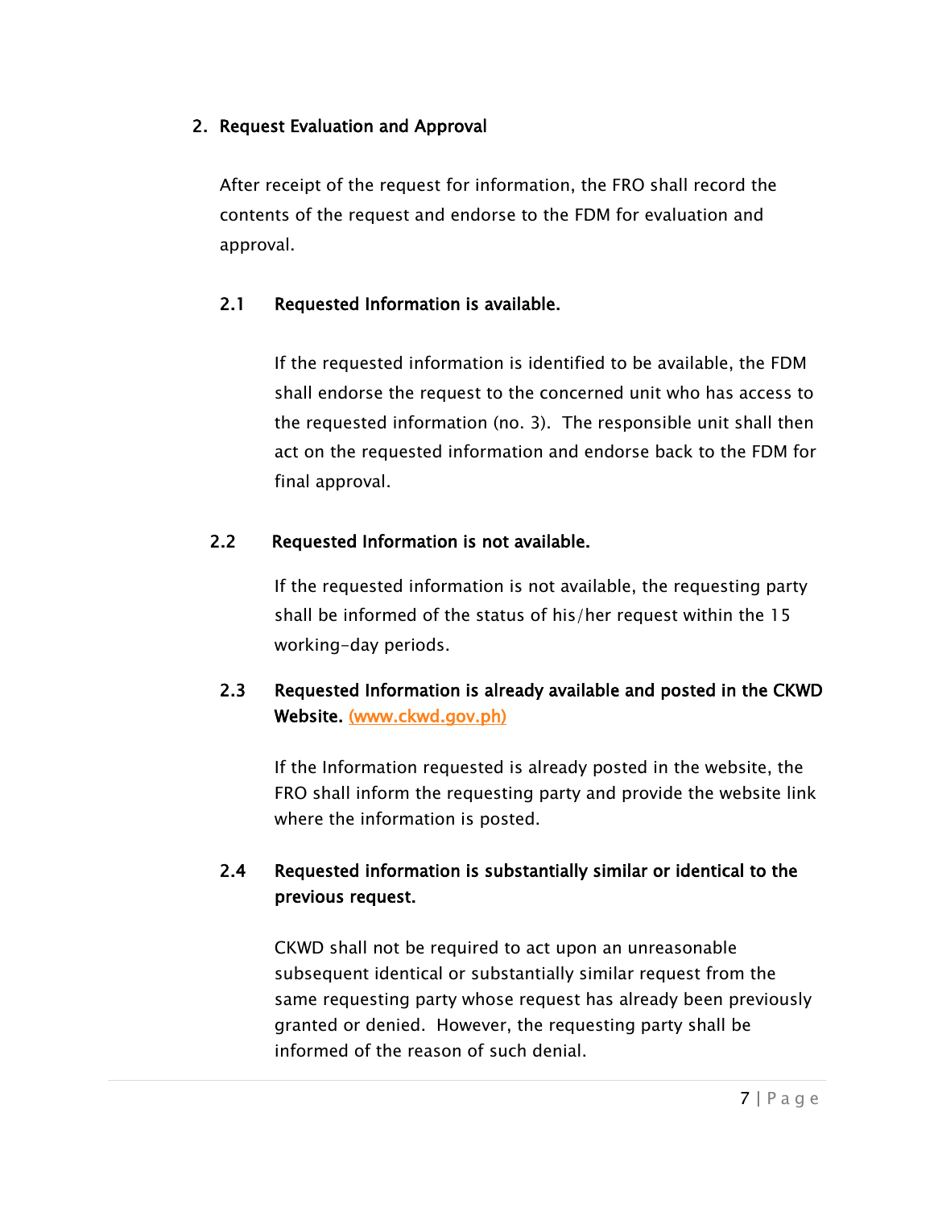## 2. Request Evaluation and Approval

After receipt of the request for information, the FRO shall record the contents of the request and endorse to the FDM for evaluation and approval.

### 2.1 Requested Information is available.

If the requested information is identified to be available, the FDM shall endorse the request to the concerned unit who has access to the requested information (no. 3). The responsible unit shall then act on the requested information and endorse back to the FDM for final approval.

### 2.2 Requested Information is not available.

If the requested information is not available, the requesting party shall be informed of the status of his/her request within the 15 working-day periods.

### 2.3 Requested Information is already available and posted in the CKWD Website. (www.ckwd.gov.ph)

If the Information requested is already posted in the website, the FRO shall inform the requesting party and provide the website link where the information is posted.

### 2.4 Requested information is substantially similar or identical to the previous request.

CKWD shall not be required to act upon an unreasonable subsequent identical or substantially similar request from the same requesting party whose request has already been previously granted or denied. However, the requesting party shall be informed of the reason of such denial.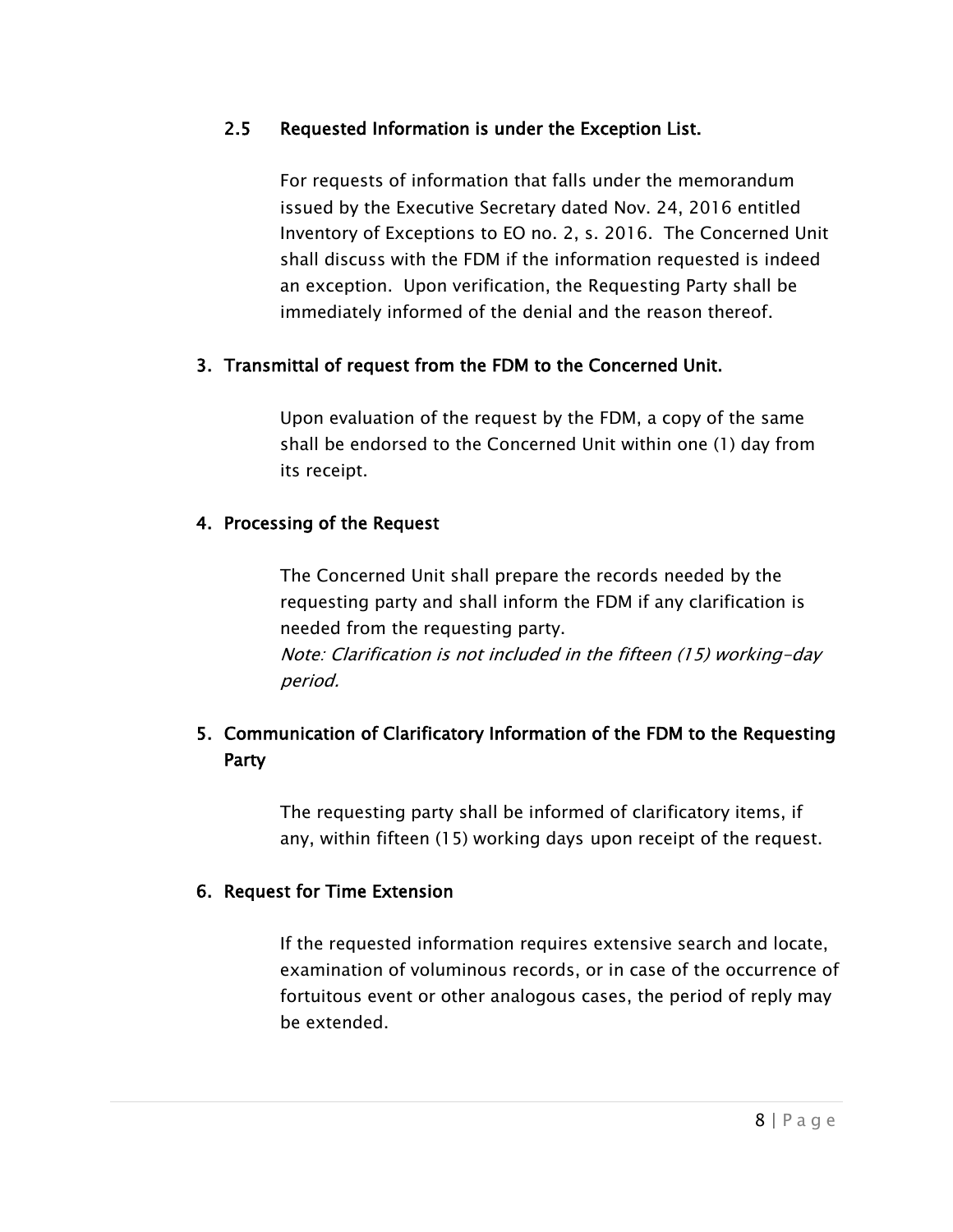### 2.5 Requested Information is under the Exception List.

For requests of information that falls under the memorandum issued by the Executive Secretary dated Nov. 24, 2016 entitled Inventory of Exceptions to EO no. 2, s. 2016. The Concerned Unit shall discuss with the FDM if the information requested is indeed an exception. Upon verification, the Requesting Party shall be immediately informed of the denial and the reason thereof.

### 3. Transmittal of request from the FDM to the Concerned Unit.

Upon evaluation of the request by the FDM, a copy of the same shall be endorsed to the Concerned Unit within one (1) day from its receipt.

### 4. Processing of the Request

The Concerned Unit shall prepare the records needed by the requesting party and shall inform the FDM if any clarification is needed from the requesting party.
*Note: Clarification is not included in the fifteen (15) working-day period.*

### 5. Communication of Clarificatory Information of the FDM to the Requesting Party

The requesting party shall be informed of clarificatory items, if any, within fifteen (15) working days upon receipt of the request.

### 6. Request for Time Extension

If the requested information requires extensive search and locate, examination of voluminous records, or in case of the occurrence of fortuitous event or other analogous cases, the period of reply may be extended.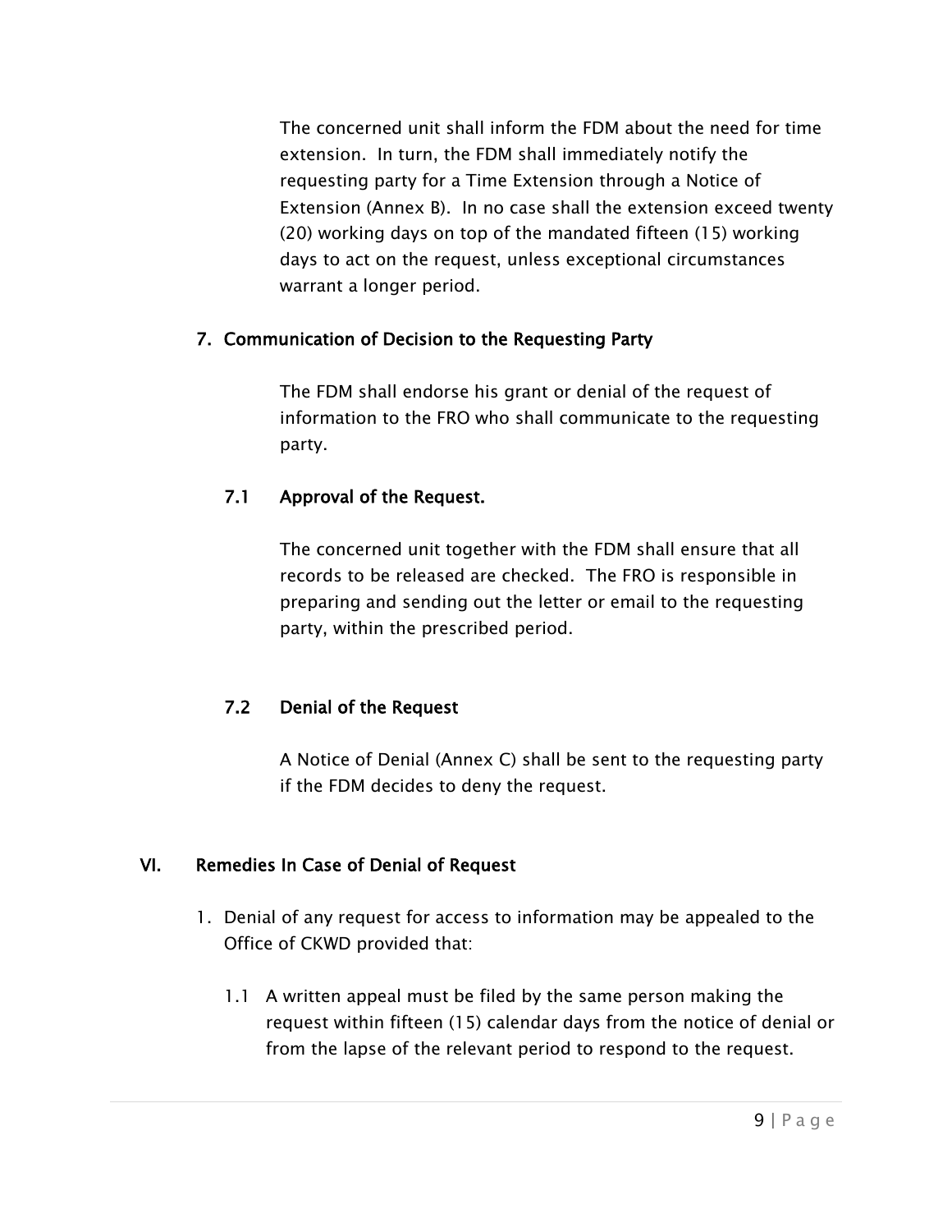The concerned unit shall inform the FDM about the need for time extension. In turn, the FDM shall immediately notify the requesting party for a Time Extension through a Notice of Extension (Annex B). In no case shall the extension exceed twenty (20) working days on top of the mandated fifteen (15) working days to act on the request, unless exceptional circumstances warrant a longer period.

### 7. Communication of Decision to the Requesting Party

The FDM shall endorse his grant or denial of the request of information to the FRO who shall communicate to the requesting party.

#### 7.1 Approval of the Request.

The concerned unit together with the FDM shall ensure that all records to be released are checked. The FRO is responsible in preparing and sending out the letter or email to the requesting party, within the prescribed period.

#### 7.2 Denial of the Request

A Notice of Denial (Annex C) shall be sent to the requesting party if the FDM decides to deny the request.

## VI. Remedies In Case of Denial of Request

1. Denial of any request for access to information may be appealed to the Office of CKWD provided that:

   1.1 A written appeal must be filed by the same person making the request within fifteen (15) calendar days from the notice of denial or from the lapse of the relevant period to respond to the request.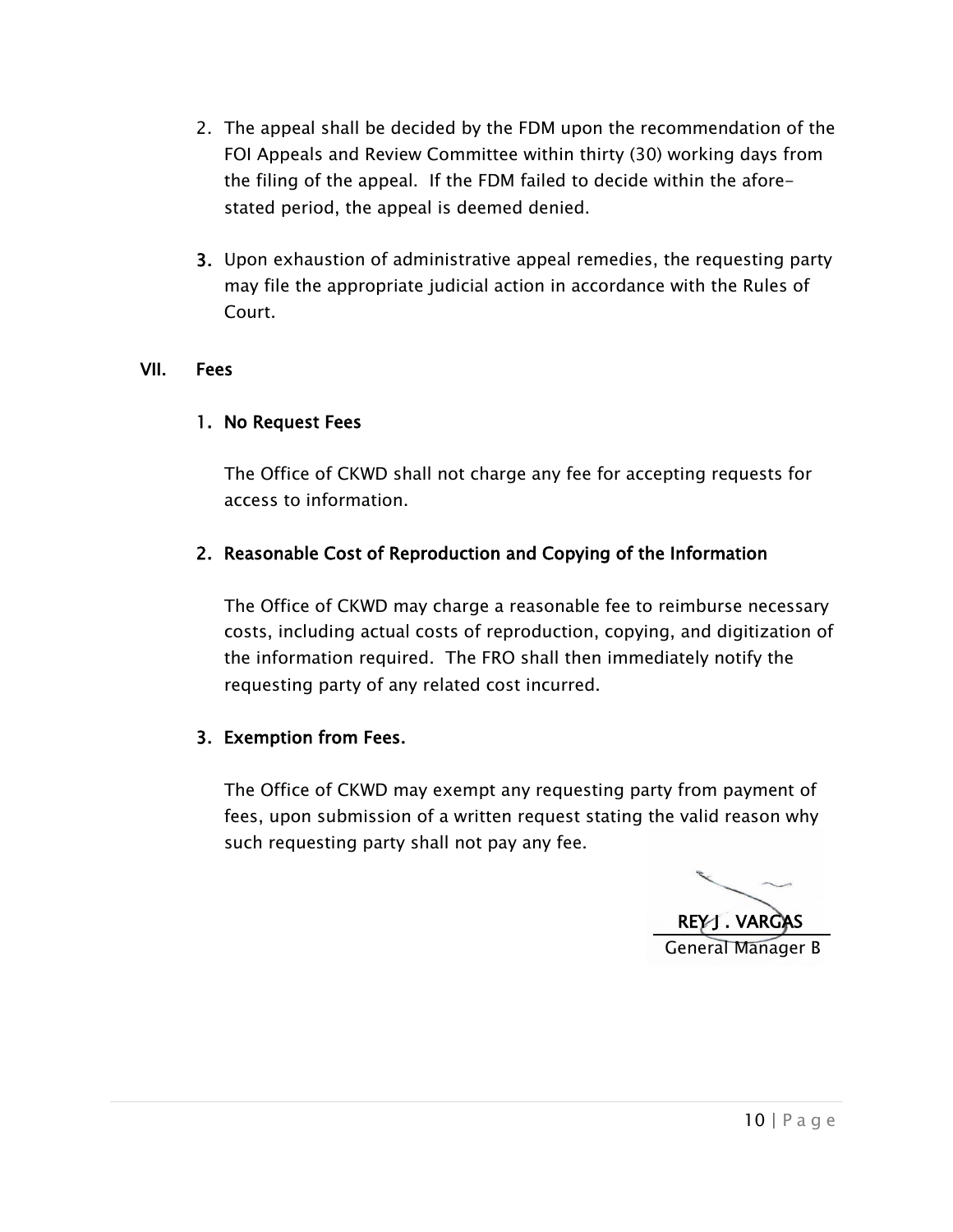2. The appeal shall be decided by the FDM upon the recommendation of the FOI Appeals and Review Committee within thirty (30) working days from the filing of the appeal. If the FDM failed to decide within the afore-stated period, the appeal is deemed denied.

3. Upon exhaustion of administrative appeal remedies, the requesting party may file the appropriate judicial action in accordance with the Rules of Court.

## VII. Fees

### 1. No Request Fees

The Office of CKWD shall not charge any fee for accepting requests for access to information.

### 2. Reasonable Cost of Reproduction and Copying of the Information

The Office of CKWD may charge a reasonable fee to reimburse necessary costs, including actual costs of reproduction, copying, and digitization of the information required. The FRO shall then immediately notify the requesting party of any related cost incurred.

### 3. Exemption from Fees.

The Office of CKWD may exempt any requesting party from payment of fees, upon submission of a written request stating the valid reason why such requesting party shall not pay any fee.

**REY J. VARGAS**
General Manager B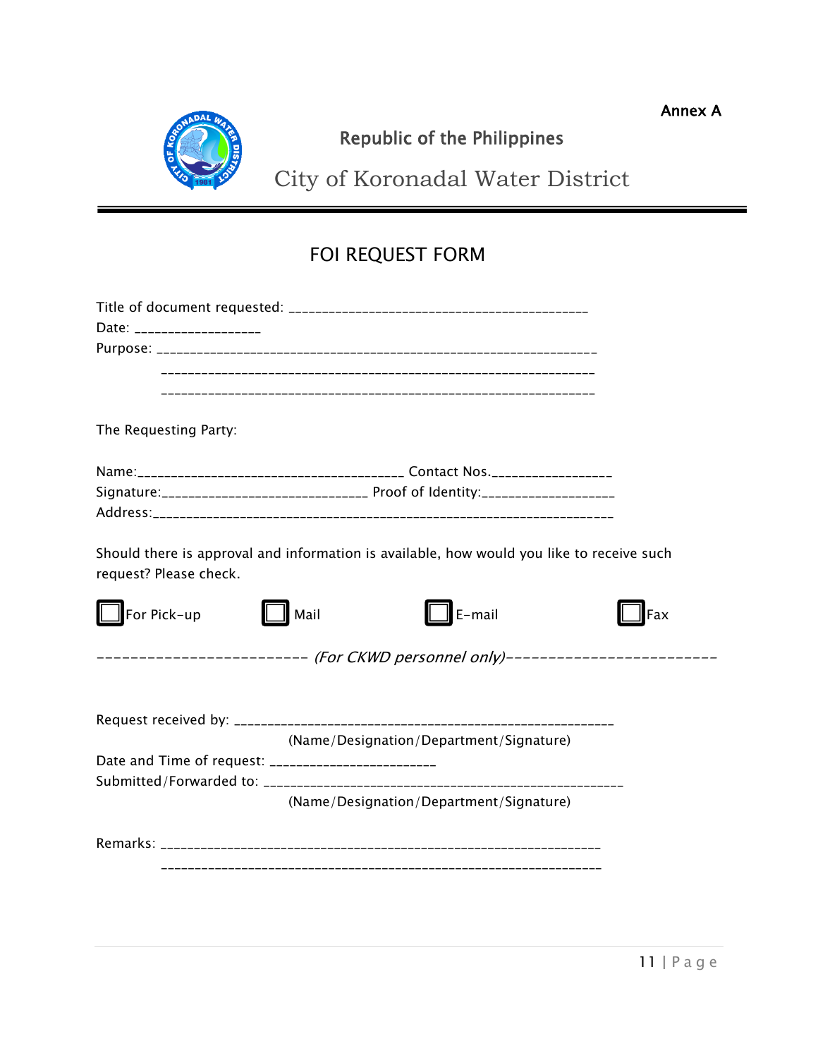Annex A

Republic of the Philippines

City of Koronadal Water District

---

## FOI REQUEST FORM

Title of document requested: ___________________________________________

Date: __________________

Purpose: ________________________________________________________________

_______________________________________________________________

_______________________________________________________________

The Requesting Party:

Name:_____________________________________ Contact Nos._________________

Signature:_____________________________ Proof of Identity:___________________

Address:_________________________________________________________________

Should there is approval and information is available, how would you like to receive such request? Please check.

☐ For Pick-up ☐ Mail ☐ E-mail ☐ Fax

------------------------- *(For CKWD personnel only)*-------------------------

Request received by: ______________________________________________________

(Name/Designation/Department/Signature)

Date and Time of request: ________________________

Submitted/Forwarded to: ___________________________________________________

(Name/Designation/Department/Signature)

Remarks: ________________________________________________________________

________________________________________________________________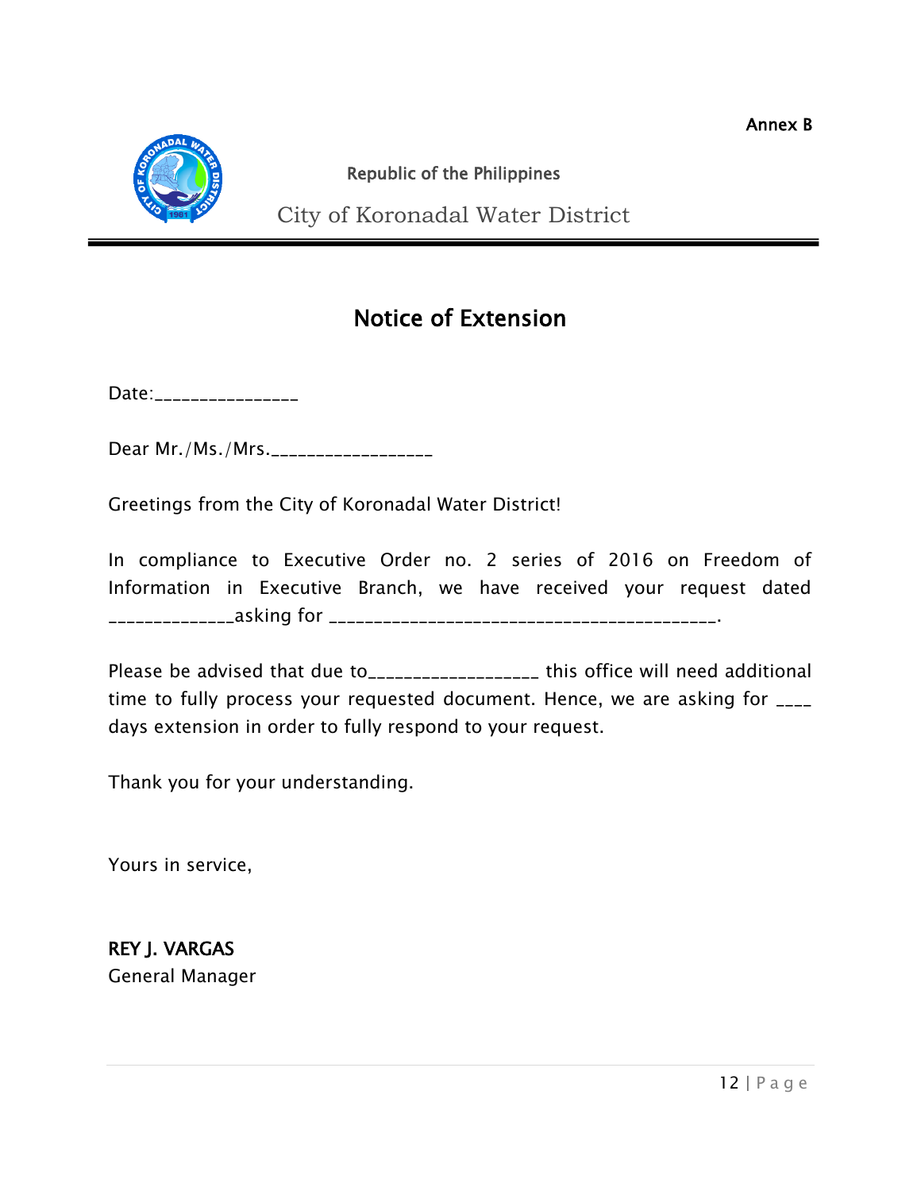Annex B

Republic of the Philippines

City of Koronadal Water District

# Notice of Extension

Date:________________

Dear Mr./Ms./Mrs.__________________

Greetings from the City of Koronadal Water District!

In compliance to Executive Order no. 2 series of 2016 on Freedom of Information in Executive Branch, we have received your request dated ______________asking for ___________________________________________.

Please be advised that due to__________________ this office will need additional time to fully process your requested document. Hence, we are asking for ____ days extension in order to fully respond to your request.

Thank you for your understanding.

Yours in service,

**REY J. VARGAS**
General Manager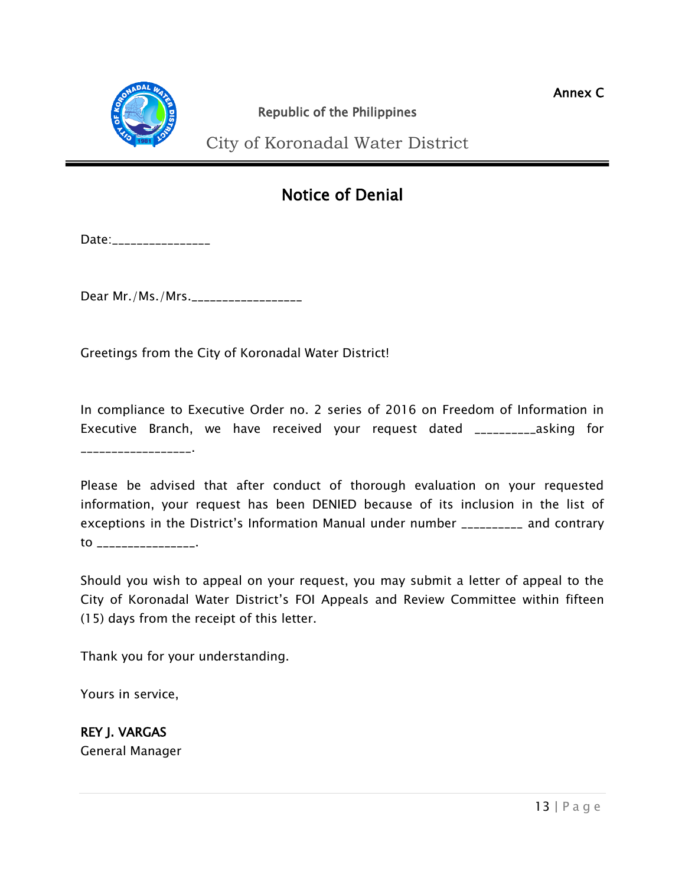Annex C

Republic of the Philippines

City of Koronadal Water District

# Notice of Denial

Date:________________

Dear Mr./Ms./Mrs.__________________

Greetings from the City of Koronadal Water District!

In compliance to Executive Order no. 2 series of 2016 on Freedom of Information in Executive Branch, we have received your request dated __________asking for __________________.

Please be advised that after conduct of thorough evaluation on your requested information, your request has been DENIED because of its inclusion in the list of exceptions in the District's Information Manual under number __________ and contrary to ________________.

Should you wish to appeal on your request, you may submit a letter of appeal to the City of Koronadal Water District's FOI Appeals and Review Committee within fifteen (15) days from the receipt of this letter.

Thank you for your understanding.

Yours in service,

**REY J. VARGAS**
General Manager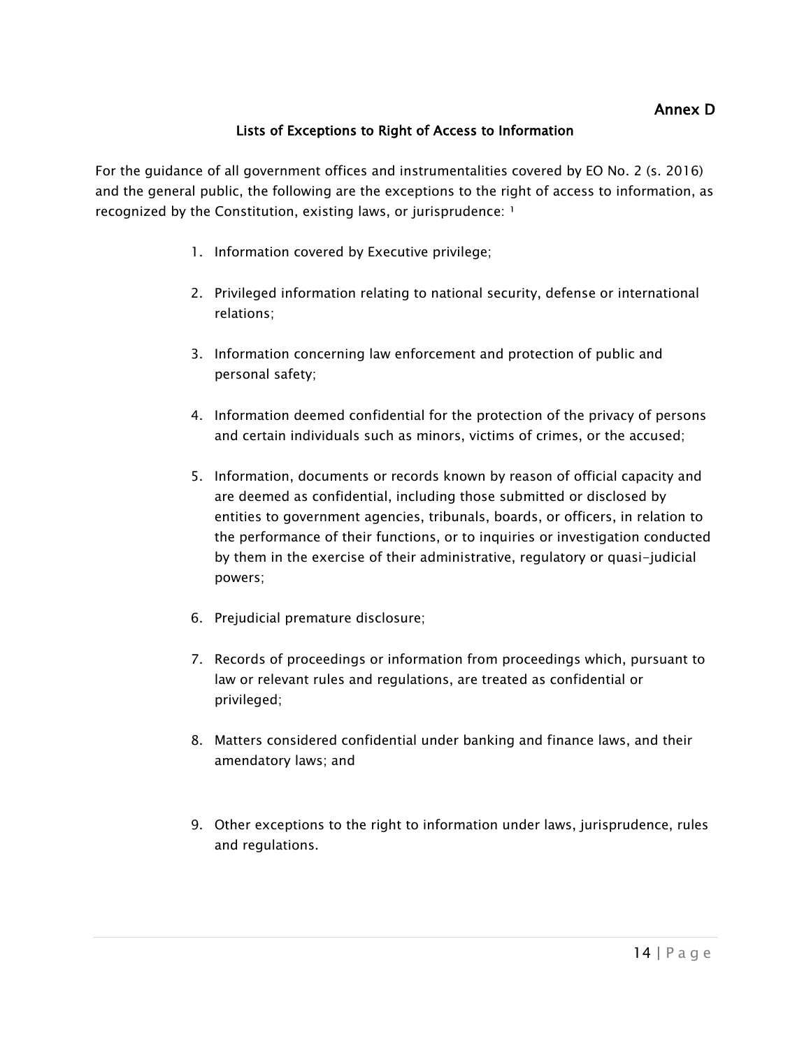**Annex D**

## Lists of Exceptions to Right of Access to Information

For the guidance of all government offices and instrumentalities covered by EO No. 2 (s. 2016) and the general public, the following are the exceptions to the right of access to information, as recognized by the Constitution, existing laws, or jurisprudence: [1]

1. Information covered by Executive privilege;

2. Privileged information relating to national security, defense or international relations;

3. Information concerning law enforcement and protection of public and personal safety;

4. Information deemed confidential for the protection of the privacy of persons and certain individuals such as minors, victims of crimes, or the accused;

5. Information, documents or records known by reason of official capacity and are deemed as confidential, including those submitted or disclosed by entities to government agencies, tribunals, boards, or officers, in relation to the performance of their functions, or to inquiries or investigation conducted by them in the exercise of their administrative, regulatory or quasi-judicial powers;

6. Prejudicial premature disclosure;

7. Records of proceedings or information from proceedings which, pursuant to law or relevant rules and regulations, are treated as confidential or privileged;

8. Matters considered confidential under banking and finance laws, and their amendatory laws; and

9. Other exceptions to the right to information under laws, jurisprudence, rules and regulations.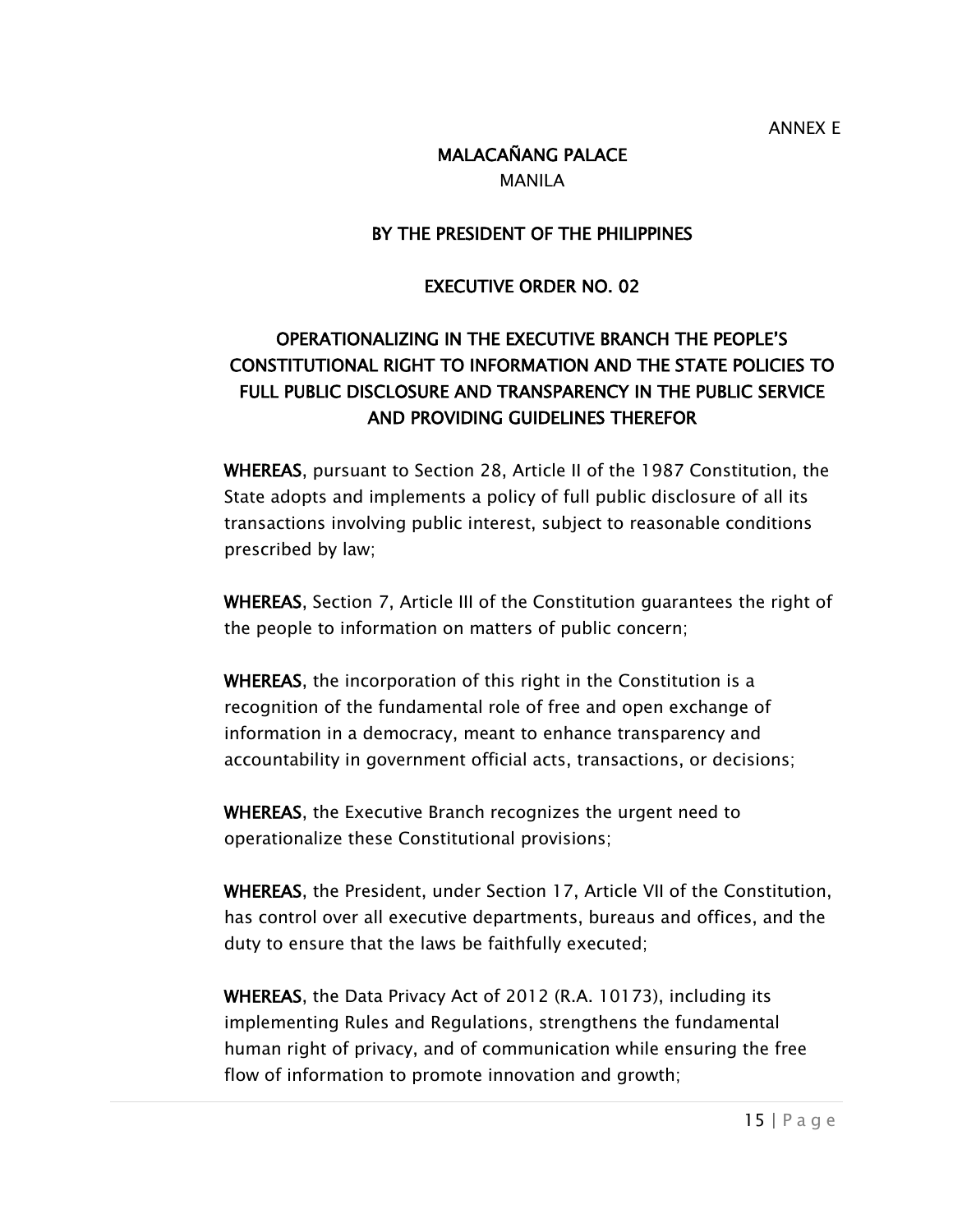ANNEX E

**MALACAÑANG PALACE**
MANILA

**BY THE PRESIDENT OF THE PHILIPPINES**

**EXECUTIVE ORDER NO. 02**

**OPERATIONALIZING IN THE EXECUTIVE BRANCH THE PEOPLE'S CONSTITUTIONAL RIGHT TO INFORMATION AND THE STATE POLICIES TO FULL PUBLIC DISCLOSURE AND TRANSPARENCY IN THE PUBLIC SERVICE AND PROVIDING GUIDELINES THEREFOR**

**WHEREAS**, pursuant to Section 28, Article II of the 1987 Constitution, the State adopts and implements a policy of full public disclosure of all its transactions involving public interest, subject to reasonable conditions prescribed by law;

**WHEREAS**, Section 7, Article III of the Constitution guarantees the right of the people to information on matters of public concern;

**WHEREAS**, the incorporation of this right in the Constitution is a recognition of the fundamental role of free and open exchange of information in a democracy, meant to enhance transparency and accountability in government official acts, transactions, or decisions;

**WHEREAS**, the Executive Branch recognizes the urgent need to operationalize these Constitutional provisions;

**WHEREAS**, the President, under Section 17, Article VII of the Constitution, has control over all executive departments, bureaus and offices, and the duty to ensure that the laws be faithfully executed;

**WHEREAS**, the Data Privacy Act of 2012 (R.A. 10173), including its implementing Rules and Regulations, strengthens the fundamental human right of privacy, and of communication while ensuring the free flow of information to promote innovation and growth;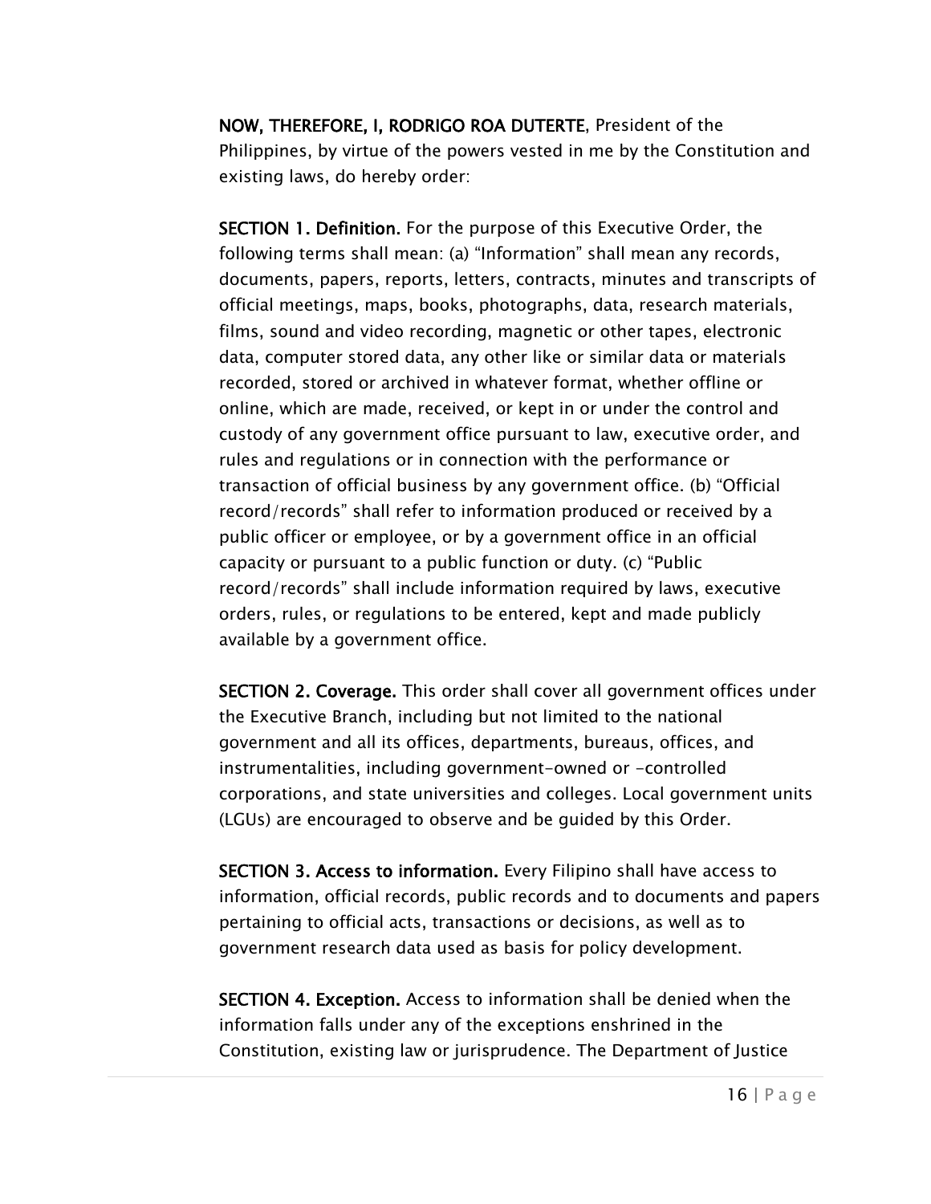**NOW, THEREFORE, I, RODRIGO ROA DUTERTE**, President of the Philippines, by virtue of the powers vested in me by the Constitution and existing laws, do hereby order:

**SECTION 1. Definition.** For the purpose of this Executive Order, the following terms shall mean: (a) "Information" shall mean any records, documents, papers, reports, letters, contracts, minutes and transcripts of official meetings, maps, books, photographs, data, research materials, films, sound and video recording, magnetic or other tapes, electronic data, computer stored data, any other like or similar data or materials recorded, stored or archived in whatever format, whether offline or online, which are made, received, or kept in or under the control and custody of any government office pursuant to law, executive order, and rules and regulations or in connection with the performance or transaction of official business by any government office. (b) "Official record/records" shall refer to information produced or received by a public officer or employee, or by a government office in an official capacity or pursuant to a public function or duty. (c) "Public record/records" shall include information required by laws, executive orders, rules, or regulations to be entered, kept and made publicly available by a government office.

**SECTION 2. Coverage.** This order shall cover all government offices under the Executive Branch, including but not limited to the national government and all its offices, departments, bureaus, offices, and instrumentalities, including government-owned or -controlled corporations, and state universities and colleges. Local government units (LGUs) are encouraged to observe and be guided by this Order.

**SECTION 3. Access to information.** Every Filipino shall have access to information, official records, public records and to documents and papers pertaining to official acts, transactions or decisions, as well as to government research data used as basis for policy development.

**SECTION 4. Exception.** Access to information shall be denied when the information falls under any of the exceptions enshrined in the Constitution, existing law or jurisprudence. The Department of Justice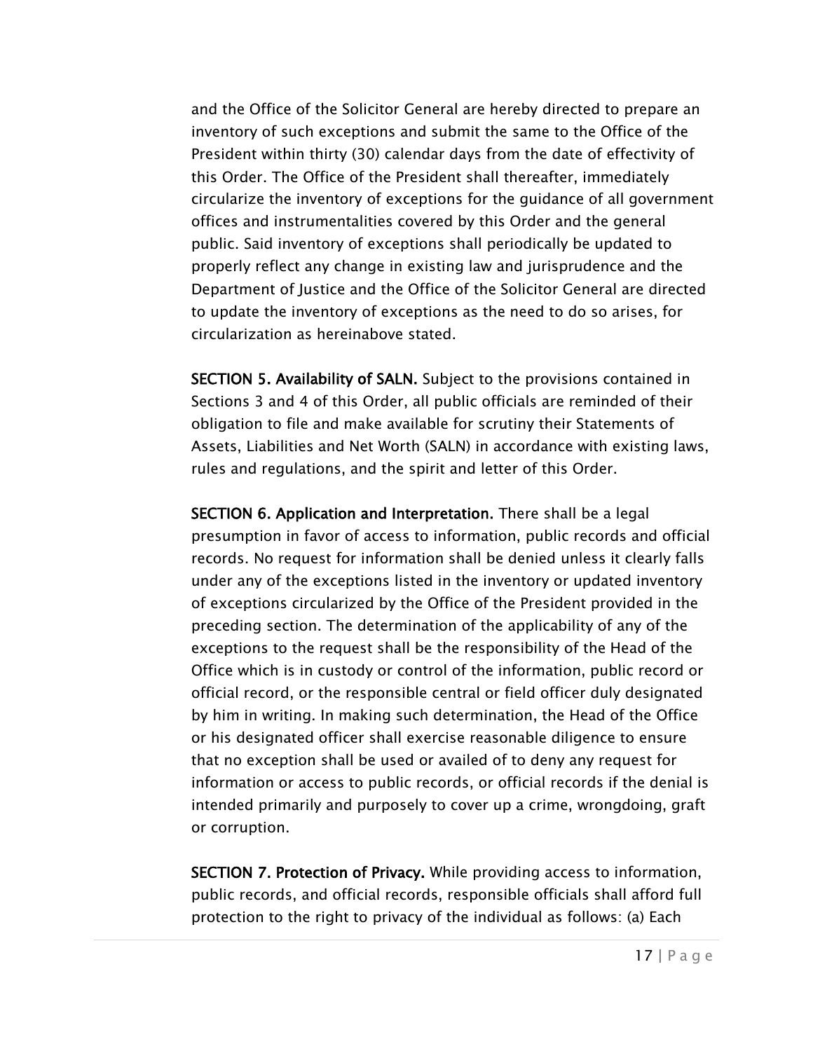and the Office of the Solicitor General are hereby directed to prepare an inventory of such exceptions and submit the same to the Office of the President within thirty (30) calendar days from the date of effectivity of this Order. The Office of the President shall thereafter, immediately circularize the inventory of exceptions for the guidance of all government offices and instrumentalities covered by this Order and the general public. Said inventory of exceptions shall periodically be updated to properly reflect any change in existing law and jurisprudence and the Department of Justice and the Office of the Solicitor General are directed to update the inventory of exceptions as the need to do so arises, for circularization as hereinabove stated.

**SECTION 5. Availability of SALN.** Subject to the provisions contained in Sections 3 and 4 of this Order, all public officials are reminded of their obligation to file and make available for scrutiny their Statements of Assets, Liabilities and Net Worth (SALN) in accordance with existing laws, rules and regulations, and the spirit and letter of this Order.

**SECTION 6. Application and Interpretation.** There shall be a legal presumption in favor of access to information, public records and official records. No request for information shall be denied unless it clearly falls under any of the exceptions listed in the inventory or updated inventory of exceptions circularized by the Office of the President provided in the preceding section. The determination of the applicability of any of the exceptions to the request shall be the responsibility of the Head of the Office which is in custody or control of the information, public record or official record, or the responsible central or field officer duly designated by him in writing. In making such determination, the Head of the Office or his designated officer shall exercise reasonable diligence to ensure that no exception shall be used or availed of to deny any request for information or access to public records, or official records if the denial is intended primarily and purposely to cover up a crime, wrongdoing, graft or corruption.

**SECTION 7. Protection of Privacy.** While providing access to information, public records, and official records, responsible officials shall afford full protection to the right to privacy of the individual as follows: (a) Each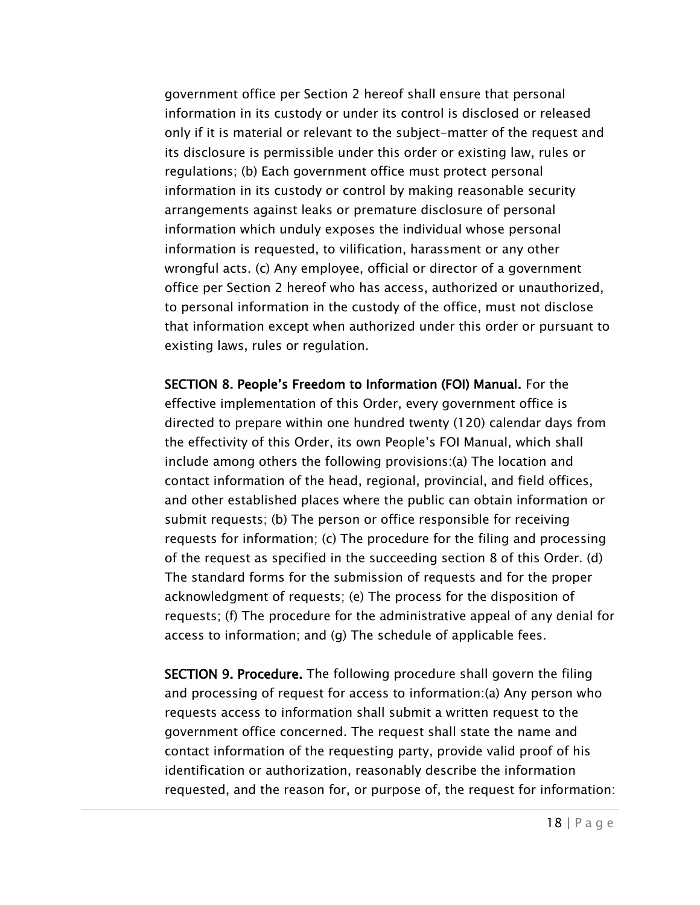government office per Section 2 hereof shall ensure that personal information in its custody or under its control is disclosed or released only if it is material or relevant to the subject-matter of the request and its disclosure is permissible under this order or existing law, rules or regulations; (b) Each government office must protect personal information in its custody or control by making reasonable security arrangements against leaks or premature disclosure of personal information which unduly exposes the individual whose personal information is requested, to vilification, harassment or any other wrongful acts. (c) Any employee, official or director of a government office per Section 2 hereof who has access, authorized or unauthorized, to personal information in the custody of the office, must not disclose that information except when authorized under this order or pursuant to existing laws, rules or regulation.

**SECTION 8. People's Freedom to Information (FOI) Manual.** For the effective implementation of this Order, every government office is directed to prepare within one hundred twenty (120) calendar days from the effectivity of this Order, its own People's FOI Manual, which shall include among others the following provisions:(a) The location and contact information of the head, regional, provincial, and field offices, and other established places where the public can obtain information or submit requests; (b) The person or office responsible for receiving requests for information; (c) The procedure for the filing and processing of the request as specified in the succeeding section 8 of this Order. (d) The standard forms for the submission of requests and for the proper acknowledgment of requests; (e) The process for the disposition of requests; (f) The procedure for the administrative appeal of any denial for access to information; and (g) The schedule of applicable fees.

**SECTION 9. Procedure.** The following procedure shall govern the filing and processing of request for access to information:(a) Any person who requests access to information shall submit a written request to the government office concerned. The request shall state the name and contact information of the requesting party, provide valid proof of his identification or authorization, reasonably describe the information requested, and the reason for, or purpose of, the request for information: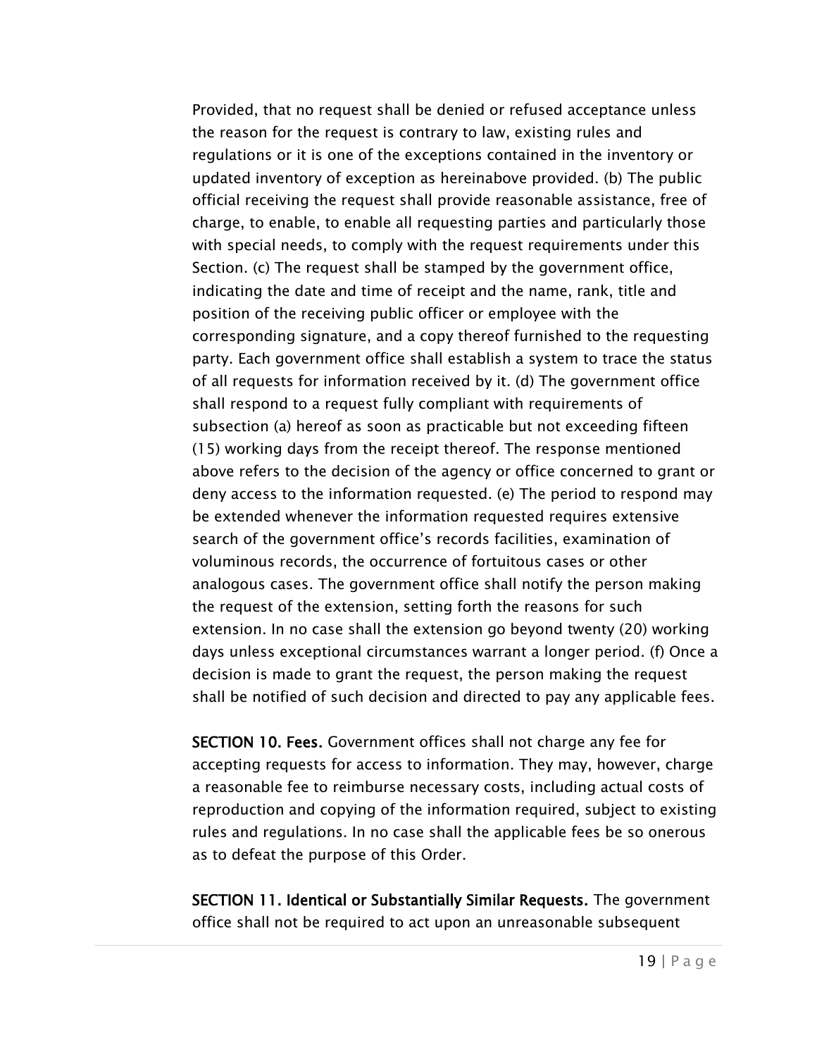Provided, that no request shall be denied or refused acceptance unless the reason for the request is contrary to law, existing rules and regulations or it is one of the exceptions contained in the inventory or updated inventory of exception as hereinabove provided. (b) The public official receiving the request shall provide reasonable assistance, free of charge, to enable, to enable all requesting parties and particularly those with special needs, to comply with the request requirements under this Section. (c) The request shall be stamped by the government office, indicating the date and time of receipt and the name, rank, title and position of the receiving public officer or employee with the corresponding signature, and a copy thereof furnished to the requesting party. Each government office shall establish a system to trace the status of all requests for information received by it. (d) The government office shall respond to a request fully compliant with requirements of subsection (a) hereof as soon as practicable but not exceeding fifteen (15) working days from the receipt thereof. The response mentioned above refers to the decision of the agency or office concerned to grant or deny access to the information requested. (e) The period to respond may be extended whenever the information requested requires extensive search of the government office's records facilities, examination of voluminous records, the occurrence of fortuitous cases or other analogous cases. The government office shall notify the person making the request of the extension, setting forth the reasons for such extension. In no case shall the extension go beyond twenty (20) working days unless exceptional circumstances warrant a longer period. (f) Once a decision is made to grant the request, the person making the request shall be notified of such decision and directed to pay any applicable fees.

**SECTION 10. Fees.** Government offices shall not charge any fee for accepting requests for access to information. They may, however, charge a reasonable fee to reimburse necessary costs, including actual costs of reproduction and copying of the information required, subject to existing rules and regulations. In no case shall the applicable fees be so onerous as to defeat the purpose of this Order.

**SECTION 11. Identical or Substantially Similar Requests.** The government office shall not be required to act upon an unreasonable subsequent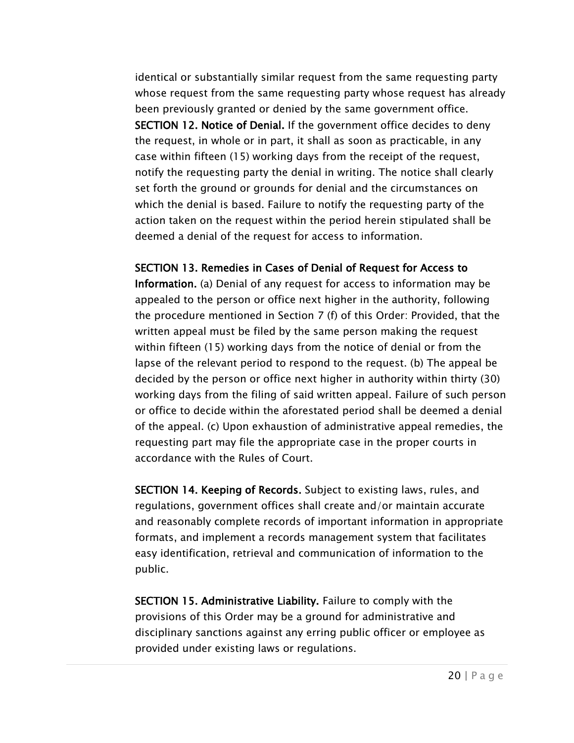identical or substantially similar request from the same requesting party whose request from the same requesting party whose request has already been previously granted or denied by the same government office.

**SECTION 12. Notice of Denial.** If the government office decides to deny the request, in whole or in part, it shall as soon as practicable, in any case within fifteen (15) working days from the receipt of the request, notify the requesting party the denial in writing. The notice shall clearly set forth the ground or grounds for denial and the circumstances on which the denial is based. Failure to notify the requesting party of the action taken on the request within the period herein stipulated shall be deemed a denial of the request for access to information.

**SECTION 13. Remedies in Cases of Denial of Request for Access to Information.** (a) Denial of any request for access to information may be appealed to the person or office next higher in the authority, following the procedure mentioned in Section 7 (f) of this Order: Provided, that the written appeal must be filed by the same person making the request within fifteen (15) working days from the notice of denial or from the lapse of the relevant period to respond to the request. (b) The appeal be decided by the person or office next higher in authority within thirty (30) working days from the filing of said written appeal. Failure of such person or office to decide within the aforestated period shall be deemed a denial of the appeal. (c) Upon exhaustion of administrative appeal remedies, the requesting part may file the appropriate case in the proper courts in accordance with the Rules of Court.

**SECTION 14. Keeping of Records.** Subject to existing laws, rules, and regulations, government offices shall create and/or maintain accurate and reasonably complete records of important information in appropriate formats, and implement a records management system that facilitates easy identification, retrieval and communication of information to the public.

**SECTION 15. Administrative Liability.** Failure to comply with the provisions of this Order may be a ground for administrative and disciplinary sanctions against any erring public officer or employee as provided under existing laws or regulations.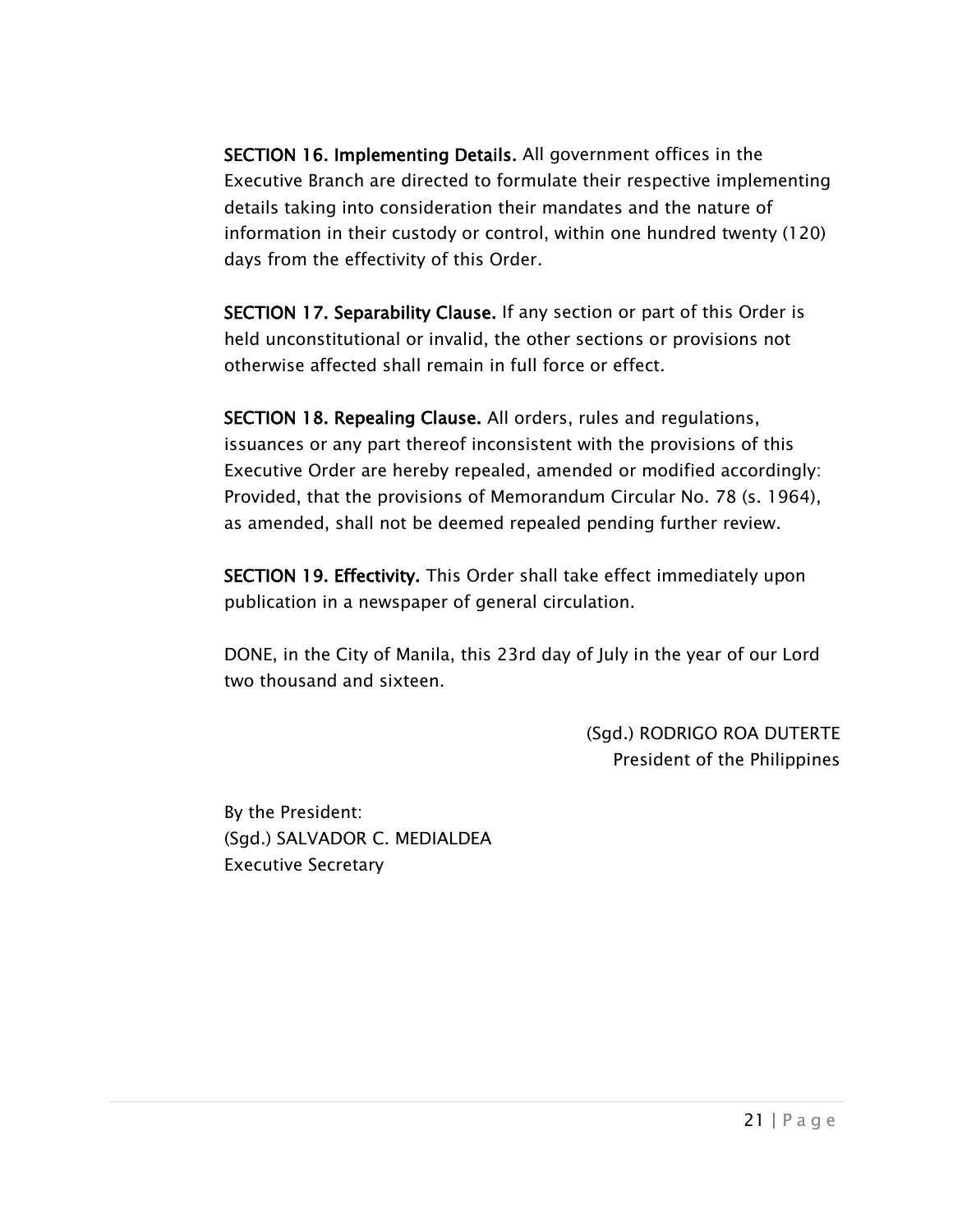**SECTION 16. Implementing Details.** All government offices in the Executive Branch are directed to formulate their respective implementing details taking into consideration their mandates and the nature of information in their custody or control, within one hundred twenty (120) days from the effectivity of this Order.

**SECTION 17. Separability Clause.** If any section or part of this Order is held unconstitutional or invalid, the other sections or provisions not otherwise affected shall remain in full force or effect.

**SECTION 18. Repealing Clause.** All orders, rules and regulations, issuances or any part thereof inconsistent with the provisions of this Executive Order are hereby repealed, amended or modified accordingly: Provided, that the provisions of Memorandum Circular No. 78 (s. 1964), as amended, shall not be deemed repealed pending further review.

**SECTION 19. Effectivity.** This Order shall take effect immediately upon publication in a newspaper of general circulation.

DONE, in the City of Manila, this 23rd day of July in the year of our Lord two thousand and sixteen.

(Sgd.) RODRIGO ROA DUTERTE
President of the Philippines

By the President:
(Sgd.) SALVADOR C. MEDIALDEA
Executive Secretary